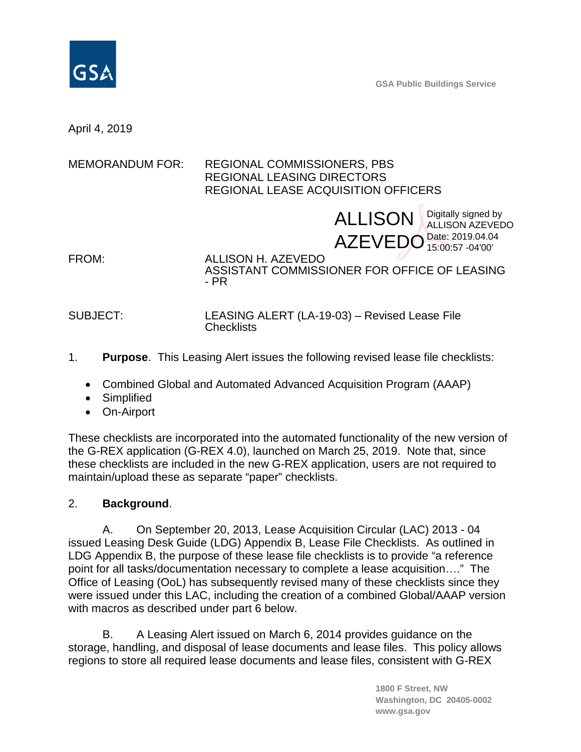GSA Public Buildings Service

April 4, 2019

MEMORANDUM FOR: REGIONAL COMMISSIONERS, PBS
REGIONAL LEASING DIRECTORS
REGIONAL LEASE ACQUISITION OFFICERS

ALLISON AZEVEDO Digitally signed by ALLISON AZEVEDO Date: 2019.04.04 15:00:57 -04'00'

FROM: ALLISON H. AZEVEDO
ASSISTANT COMMISSIONER FOR OFFICE OF LEASING - PR

SUBJECT: LEASING ALERT (LA-19-03) – Revised Lease File Checklists

1. **Purpose**. This Leasing Alert issues the following revised lease file checklists:

- Combined Global and Automated Advanced Acquisition Program (AAAP)
- Simplified
- On-Airport

These checklists are incorporated into the automated functionality of the new version of the G-REX application (G-REX 4.0), launched on March 25, 2019. Note that, since these checklists are included in the new G-REX application, users are not required to maintain/upload these as separate "paper" checklists.

2. **Background**.

A. On September 20, 2013, Lease Acquisition Circular (LAC) 2013 - 04 issued Leasing Desk Guide (LDG) Appendix B, Lease File Checklists. As outlined in LDG Appendix B, the purpose of these lease file checklists is to provide "a reference point for all tasks/documentation necessary to complete a lease acquisition…." The Office of Leasing (OoL) has subsequently revised many of these checklists since they were issued under this LAC, including the creation of a combined Global/AAAP version with macros as described under part 6 below.

B. A Leasing Alert issued on March 6, 2014 provides guidance on the storage, handling, and disposal of lease documents and lease files. This policy allows regions to store all required lease documents and lease files, consistent with G-REX

1800 F Street, NW
Washington, DC 20405-0002
www.gsa.gov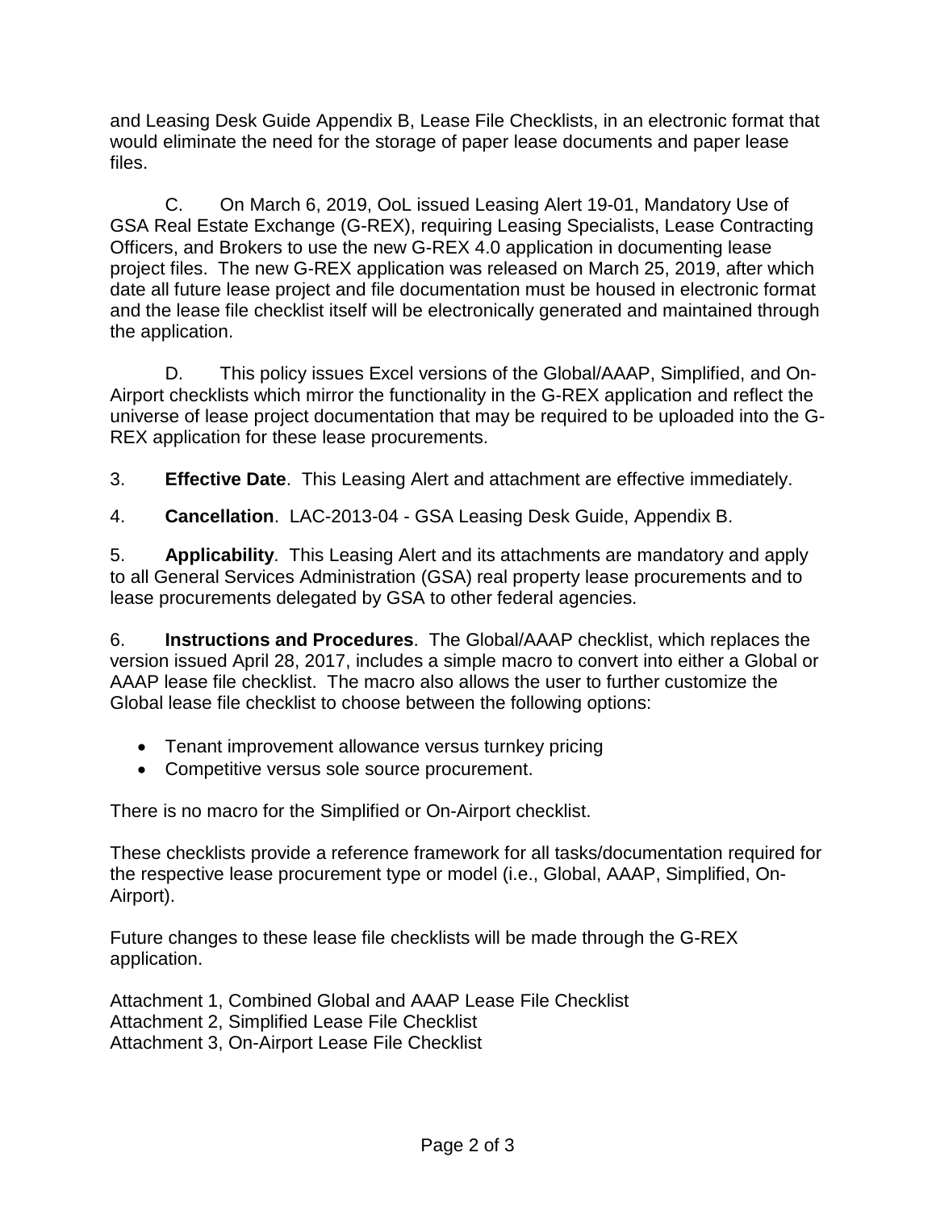and Leasing Desk Guide Appendix B, Lease File Checklists, in an electronic format that would eliminate the need for the storage of paper lease documents and paper lease files.

C. On March 6, 2019, OoL issued Leasing Alert 19-01, Mandatory Use of GSA Real Estate Exchange (G-REX), requiring Leasing Specialists, Lease Contracting Officers, and Brokers to use the new G-REX 4.0 application in documenting lease project files. The new G-REX application was released on March 25, 2019, after which date all future lease project and file documentation must be housed in electronic format and the lease file checklist itself will be electronically generated and maintained through the application.

D. This policy issues Excel versions of the Global/AAAP, Simplified, and On-Airport checklists which mirror the functionality in the G-REX application and reflect the universe of lease project documentation that may be required to be uploaded into the G-REX application for these lease procurements.

3. **Effective Date**. This Leasing Alert and attachment are effective immediately.

4. **Cancellation**. LAC-2013-04 - GSA Leasing Desk Guide, Appendix B.

5. **Applicability**. This Leasing Alert and its attachments are mandatory and apply to all General Services Administration (GSA) real property lease procurements and to lease procurements delegated by GSA to other federal agencies.

6. **Instructions and Procedures**. The Global/AAAP checklist, which replaces the version issued April 28, 2017, includes a simple macro to convert into either a Global or AAAP lease file checklist. The macro also allows the user to further customize the Global lease file checklist to choose between the following options:

- Tenant improvement allowance versus turnkey pricing
- Competitive versus sole source procurement.

There is no macro for the Simplified or On-Airport checklist.

These checklists provide a reference framework for all tasks/documentation required for the respective lease procurement type or model (i.e., Global, AAAP, Simplified, On-Airport).

Future changes to these lease file checklists will be made through the G-REX application.

Attachment 1, Combined Global and AAAP Lease File Checklist
Attachment 2, Simplified Lease File Checklist
Attachment 3, On-Airport Lease File Checklist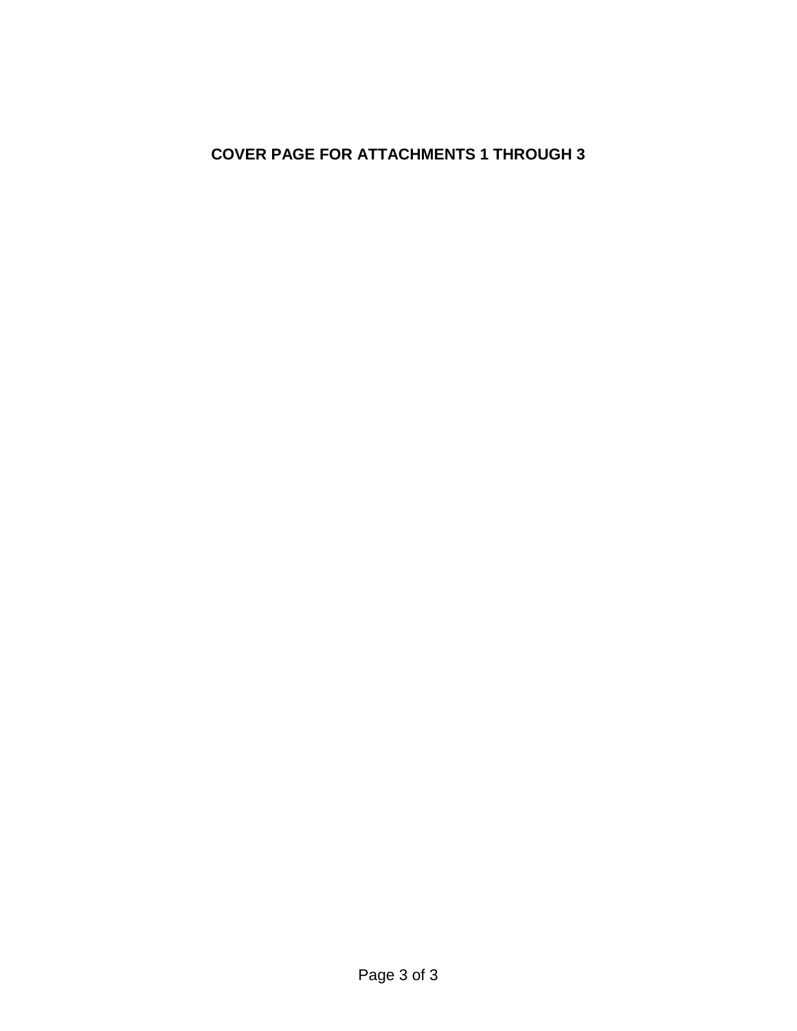**COVER PAGE FOR ATTACHMENTS 1 THROUGH 3**